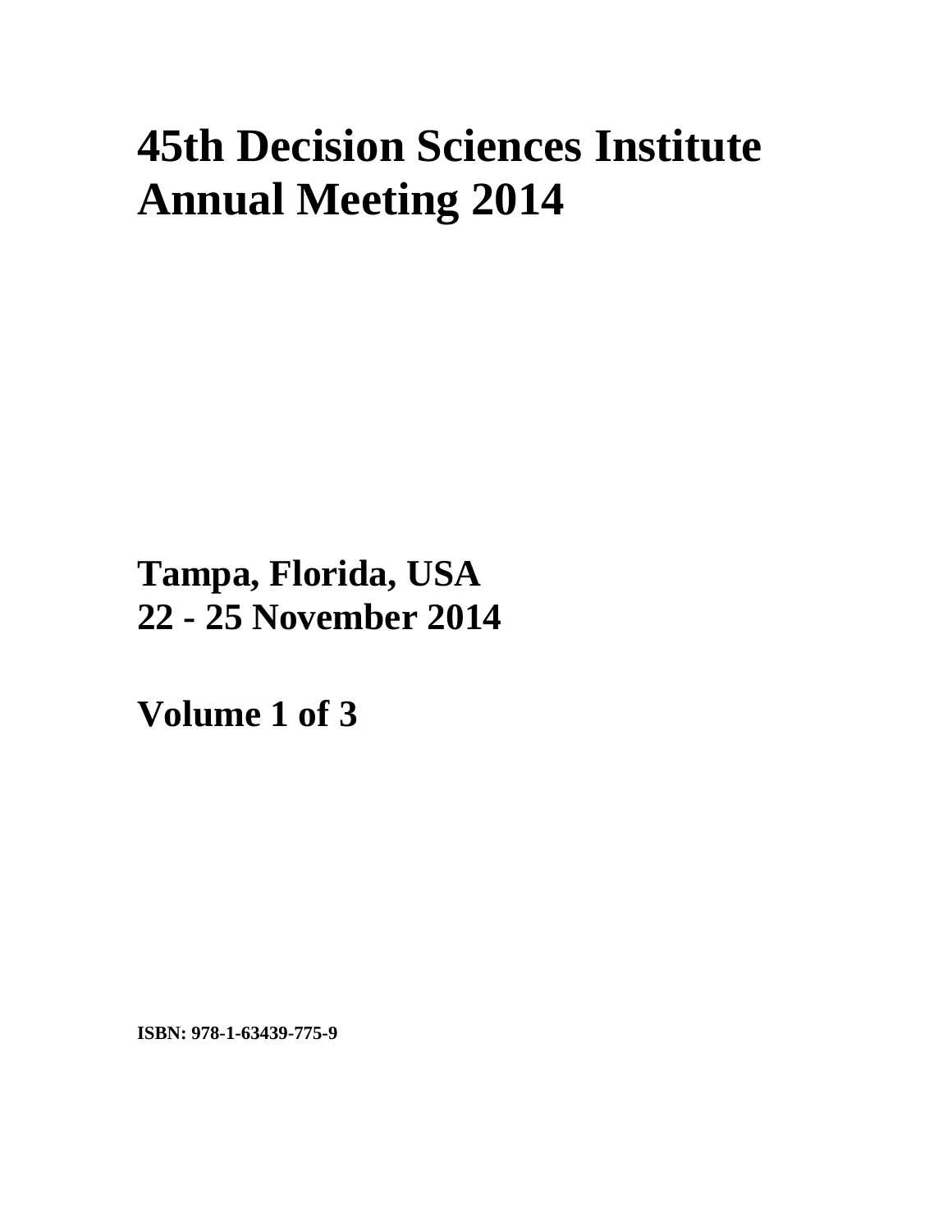# 45th Decision Sciences Institute Annual Meeting 2014

**Tampa, Florida, USA**
**22 - 25 November 2014**

**Volume 1 of 3**

**ISBN: 978-1-63439-775-9**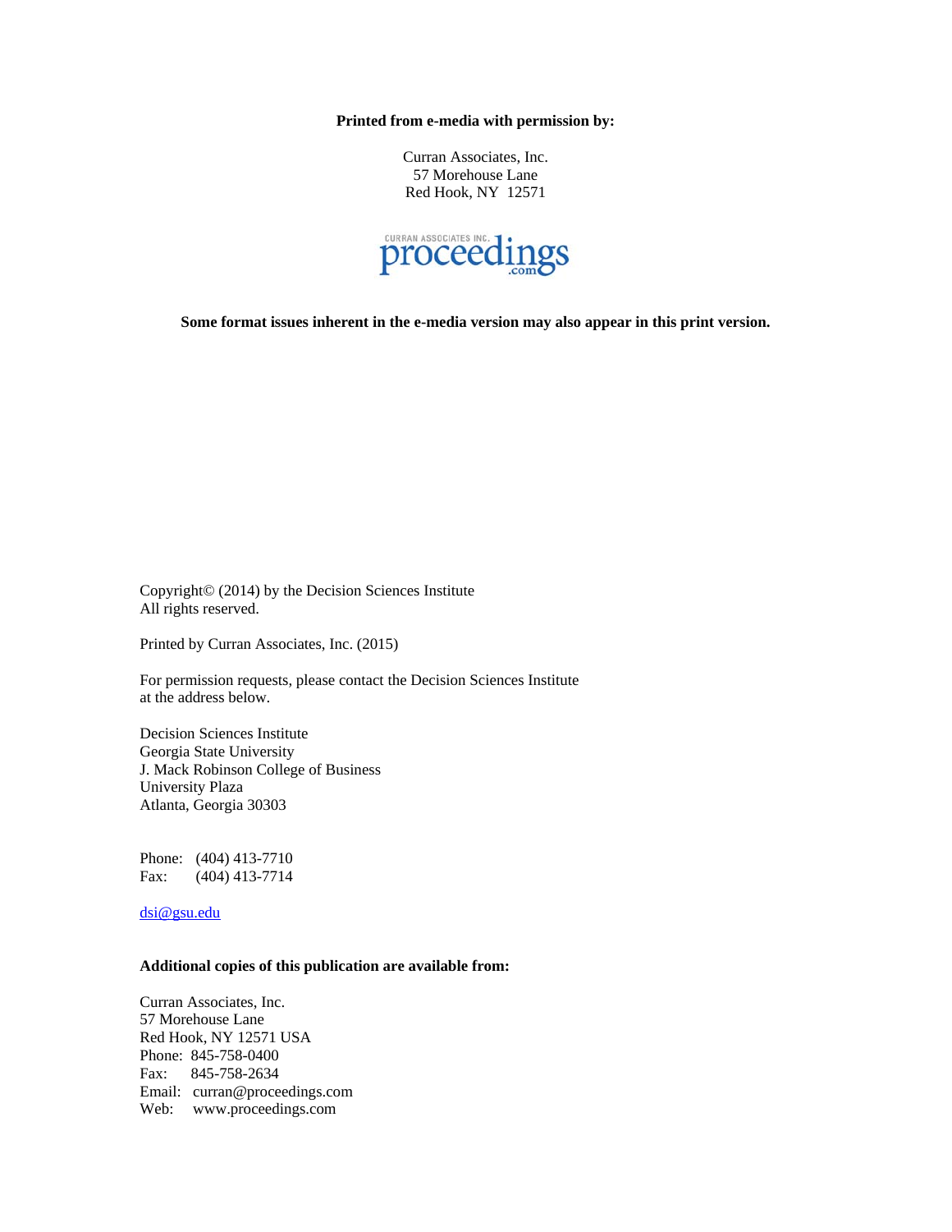**Printed from e-media with permission by:**

Curran Associates, Inc.
57 Morehouse Lane
Red Hook, NY 12571

CURRAN ASSOCIATES INC. proceedings.com

**Some format issues inherent in the e-media version may also appear in this print version.**

Copyright© (2014) by the Decision Sciences Institute
All rights reserved.

Printed by Curran Associates, Inc. (2015)

For permission requests, please contact the Decision Sciences Institute at the address below.

Decision Sciences Institute
Georgia State University
J. Mack Robinson College of Business
University Plaza
Atlanta, Georgia 30303

Phone: (404) 413-7710
Fax: (404) 413-7714

dsi@gsu.edu

**Additional copies of this publication are available from:**

Curran Associates, Inc.
57 Morehouse Lane
Red Hook, NY 12571 USA
Phone: 845-758-0400
Fax: 845-758-2634
Email: curran@proceedings.com
Web: www.proceedings.com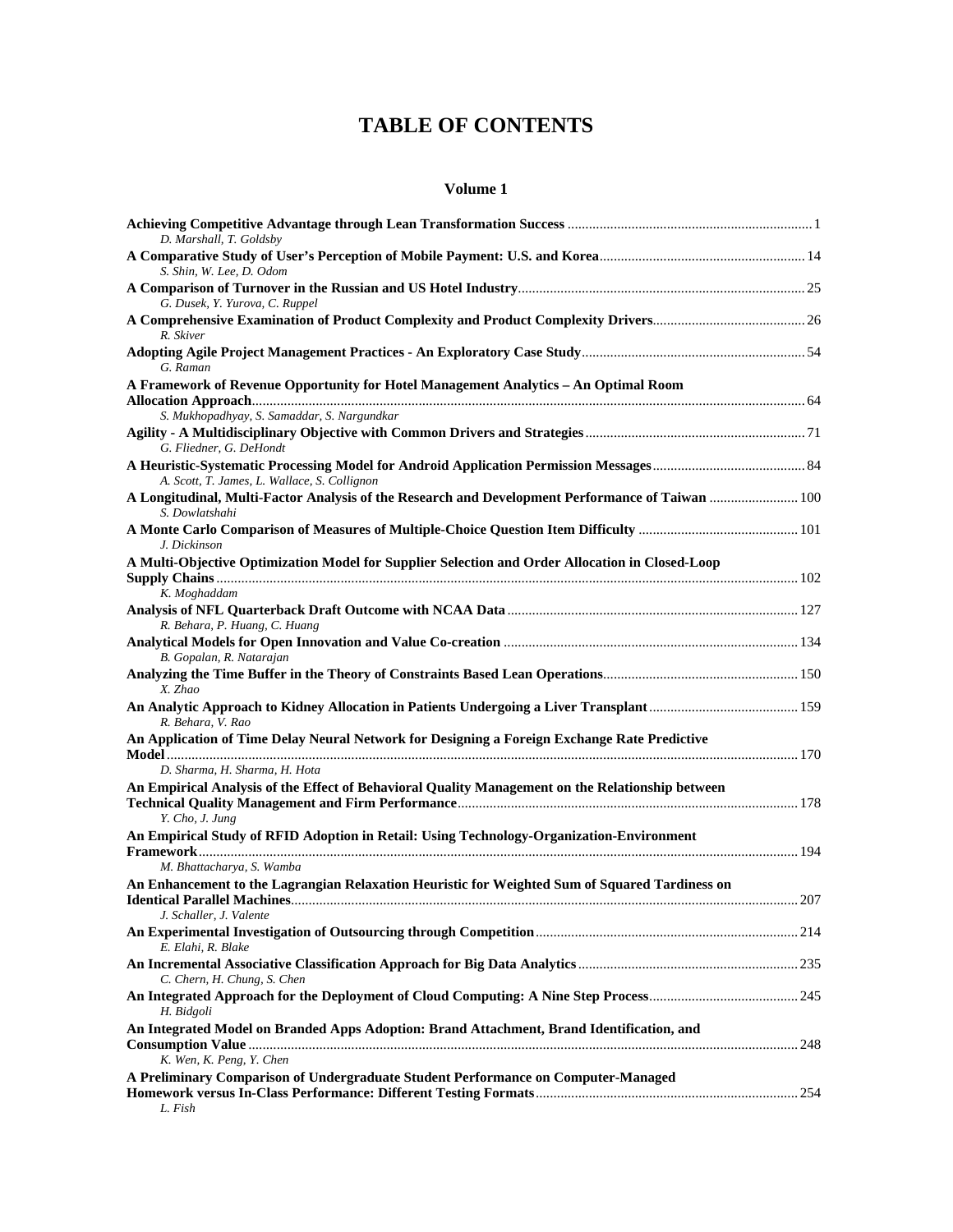# TABLE OF CONTENTS

## Volume 1

**Achieving Competitive Advantage through Lean Transformation Success** ........ 1
*D. Marshall, T. Goldsby*

**A Comparative Study of User's Perception of Mobile Payment: U.S. and Korea** ........ 14
*S. Shin, W. Lee, D. Odom*

**A Comparison of Turnover in the Russian and US Hotel Industry** ........ 25
*G. Dusek, Y. Yurova, C. Ruppel*

**A Comprehensive Examination of Product Complexity and Product Complexity Drivers** ........ 26
*R. Skiver*

**Adopting Agile Project Management Practices - An Exploratory Case Study** ........ 54
*G. Raman*

**A Framework of Revenue Opportunity for Hotel Management Analytics – An Optimal Room Allocation Approach** ........ 64
*S. Mukhopadhyay, S. Samaddar, S. Nargundkar*

**Agility - A Multidisciplinary Objective with Common Drivers and Strategies** ........ 71
*G. Fliedner, G. DeHondt*

**A Heuristic-Systematic Processing Model for Android Application Permission Messages** ........ 84
*A. Scott, T. James, L. Wallace, S. Collignon*

**A Longitudinal, Multi-Factor Analysis of the Research and Development Performance of Taiwan** ........ 100
*S. Dowlatshahi*

**A Monte Carlo Comparison of Measures of Multiple-Choice Question Item Difficulty** ........ 101
*J. Dickinson*

**A Multi-Objective Optimization Model for Supplier Selection and Order Allocation in Closed-Loop Supply Chains** ........ 102
*K. Moghaddam*

**Analysis of NFL Quarterback Draft Outcome with NCAA Data** ........ 127
*R. Behara, P. Huang, C. Huang*

**Analytical Models for Open Innovation and Value Co-creation** ........ 134
*B. Gopalan, R. Natarajan*

**Analyzing the Time Buffer in the Theory of Constraints Based Lean Operations** ........ 150
*X. Zhao*

**An Analytic Approach to Kidney Allocation in Patients Undergoing a Liver Transplant** ........ 159
*R. Behara, V. Rao*

**An Application of Time Delay Neural Network for Designing a Foreign Exchange Rate Predictive Model** ........ 170
*D. Sharma, H. Sharma, H. Hota*

**An Empirical Analysis of the Effect of Behavioral Quality Management on the Relationship between Technical Quality Management and Firm Performance** ........ 178
*Y. Cho, J. Jung*

**An Empirical Study of RFID Adoption in Retail: Using Technology-Organization-Environment Framework** ........ 194
*M. Bhattacharya, S. Wamba*

**An Enhancement to the Lagrangian Relaxation Heuristic for Weighted Sum of Squared Tardiness on Identical Parallel Machines** ........ 207
*J. Schaller, J. Valente*

**An Experimental Investigation of Outsourcing through Competition** ........ 214
*E. Elahi, R. Blake*

**An Incremental Associative Classification Approach for Big Data Analytics** ........ 235
*C. Chern, H. Chung, S. Chen*

**An Integrated Approach for the Deployment of Cloud Computing: A Nine Step Process** ........ 245
*H. Bidgoli*

**An Integrated Model on Branded Apps Adoption: Brand Attachment, Brand Identification, and Consumption Value** ........ 248
*K. Wen, K. Peng, Y. Chen*

**A Preliminary Comparison of Undergraduate Student Performance on Computer-Managed Homework versus In-Class Performance: Different Testing Formats** ........ 254
*L. Fish*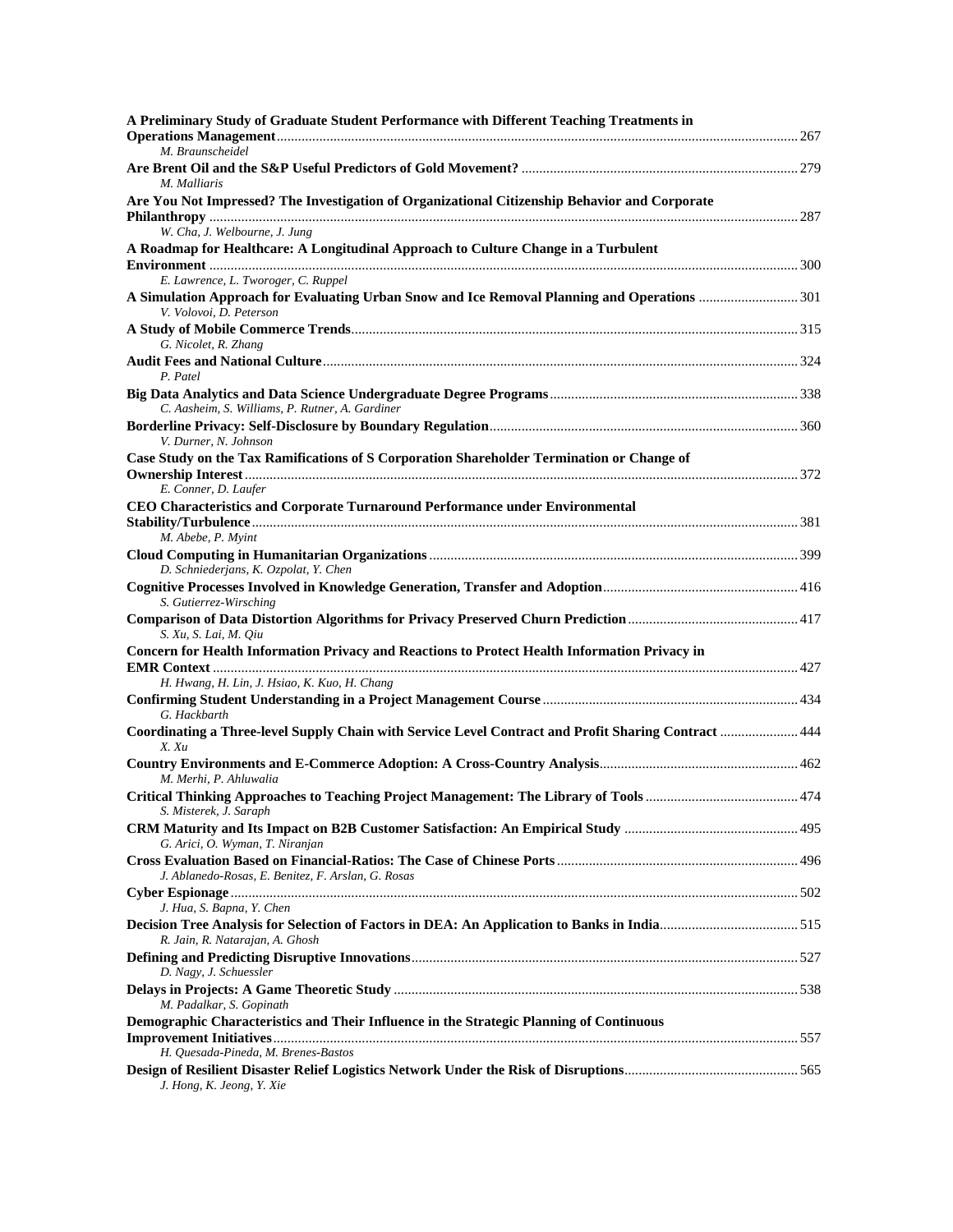**A Preliminary Study of Graduate Student Performance with Different Teaching Treatments in Operations Management** ........ 267
*M. Braunscheidel*

**Are Brent Oil and the S&P Useful Predictors of Gold Movement?** ........ 279
*M. Malliaris*

**Are You Not Impressed? The Investigation of Organizational Citizenship Behavior and Corporate Philanthropy** ........ 287
*W. Cha, J. Welbourne, J. Jung*

**A Roadmap for Healthcare: A Longitudinal Approach to Culture Change in a Turbulent Environment** ........ 300
*E. Lawrence, L. Tworoger, C. Ruppel*

**A Simulation Approach for Evaluating Urban Snow and Ice Removal Planning and Operations** ........ 301
*V. Volovoi, D. Peterson*

**A Study of Mobile Commerce Trends** ........ 315
*G. Nicolet, R. Zhang*

**Audit Fees and National Culture** ........ 324
*P. Patel*

**Big Data Analytics and Data Science Undergraduate Degree Programs** ........ 338
*C. Aasheim, S. Williams, P. Rutner, A. Gardiner*

**Borderline Privacy: Self-Disclosure by Boundary Regulation** ........ 360
*V. Durner, N. Johnson*

**Case Study on the Tax Ramifications of S Corporation Shareholder Termination or Change of Ownership Interest** ........ 372
*E. Conner, D. Laufer*

**CEO Characteristics and Corporate Turnaround Performance under Environmental Stability/Turbulence** ........ 381
*M. Abebe, P. Myint*

**Cloud Computing in Humanitarian Organizations** ........ 399
*D. Schniederjans, K. Ozpolat, Y. Chen*

**Cognitive Processes Involved in Knowledge Generation, Transfer and Adoption** ........ 416
*S. Gutierrez-Wirsching*

**Comparison of Data Distortion Algorithms for Privacy Preserved Churn Prediction** ........ 417
*S. Xu, S. Lai, M. Qiu*

**Concern for Health Information Privacy and Reactions to Protect Health Information Privacy in EMR Context** ........ 427
*H. Hwang, H. Lin, J. Hsiao, K. Kuo, H. Chang*

**Confirming Student Understanding in a Project Management Course** ........ 434
*G. Hackbarth*

**Coordinating a Three-level Supply Chain with Service Level Contract and Profit Sharing Contract** ........ 444
*X. Xu*

**Country Environments and E-Commerce Adoption: A Cross-Country Analysis** ........ 462
*M. Merhi, P. Ahluwalia*

**Critical Thinking Approaches to Teaching Project Management: The Library of Tools** ........ 474
*S. Misterek, J. Saraph*

**CRM Maturity and Its Impact on B2B Customer Satisfaction: An Empirical Study** ........ 495
*G. Arici, O. Wyman, T. Niranjan*

**Cross Evaluation Based on Financial-Ratios: The Case of Chinese Ports** ........ 496
*J. Ablanedo-Rosas, E. Benitez, F. Arslan, G. Rosas*

**Cyber Espionage** ........ 502
*J. Hua, S. Bapna, Y. Chen*

**Decision Tree Analysis for Selection of Factors in DEA: An Application to Banks in India** ........ 515
*R. Jain, R. Natarajan, A. Ghosh*

**Defining and Predicting Disruptive Innovations** ........ 527
*D. Nagy, J. Schuessler*

**Delays in Projects: A Game Theoretic Study** ........ 538
*M. Padalkar, S. Gopinath*

**Demographic Characteristics and Their Influence in the Strategic Planning of Continuous Improvement Initiatives** ........ 557
*H. Quesada-Pineda, M. Brenes-Bastos*

**Design of Resilient Disaster Relief Logistics Network Under the Risk of Disruptions** ........ 565
*J. Hong, K. Jeong, Y. Xie*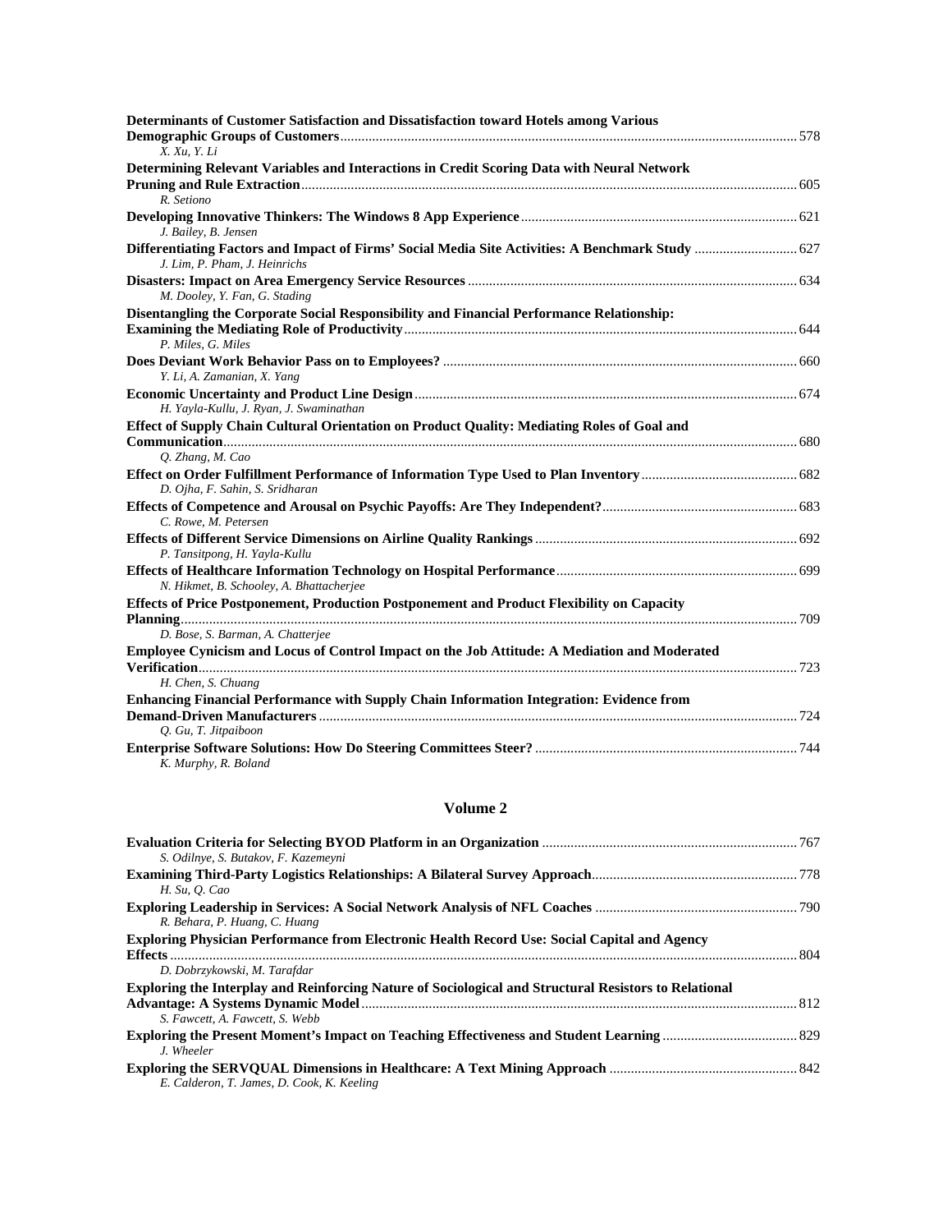**Determinants of Customer Satisfaction and Dissatisfaction toward Hotels among Various Demographic Groups of Customers** ........ 578
*X. Xu, Y. Li*

**Determining Relevant Variables and Interactions in Credit Scoring Data with Neural Network Pruning and Rule Extraction** ........ 605
*R. Setiono*

**Developing Innovative Thinkers: The Windows 8 App Experience** ........ 621
*J. Bailey, B. Jensen*

**Differentiating Factors and Impact of Firms' Social Media Site Activities: A Benchmark Study** ........ 627
*J. Lim, P. Pham, J. Heinrichs*

**Disasters: Impact on Area Emergency Service Resources** ........ 634
*M. Dooley, Y. Fan, G. Stading*

**Disentangling the Corporate Social Responsibility and Financial Performance Relationship: Examining the Mediating Role of Productivity** ........ 644
*P. Miles, G. Miles*

**Does Deviant Work Behavior Pass on to Employees?** ........ 660
*Y. Li, A. Zamanian, X. Yang*

**Economic Uncertainty and Product Line Design** ........ 674
*H. Yayla-Kullu, J. Ryan, J. Swaminathan*

**Effect of Supply Chain Cultural Orientation on Product Quality: Mediating Roles of Goal and Communication** ........ 680
*Q. Zhang, M. Cao*

**Effect on Order Fulfillment Performance of Information Type Used to Plan Inventory** ........ 682
*D. Ojha, F. Sahin, S. Sridharan*

**Effects of Competence and Arousal on Psychic Payoffs: Are They Independent?** ........ 683
*C. Rowe, M. Petersen*

**Effects of Different Service Dimensions on Airline Quality Rankings** ........ 692
*P. Tansitpong, H. Yayla-Kullu*

**Effects of Healthcare Information Technology on Hospital Performance** ........ 699
*N. Hikmet, B. Schooley, A. Bhattacherjee*

**Effects of Price Postponement, Production Postponement and Product Flexibility on Capacity Planning** ........ 709
*D. Bose, S. Barman, A. Chatterjee*

**Employee Cynicism and Locus of Control Impact on the Job Attitude: A Mediation and Moderated Verification** ........ 723
*H. Chen, S. Chuang*

**Enhancing Financial Performance with Supply Chain Information Integration: Evidence from Demand-Driven Manufacturers** ........ 724
*Q. Gu, T. Jitpaiboon*

**Enterprise Software Solutions: How Do Steering Committees Steer?** ........ 744
*K. Murphy, R. Boland*

## Volume 2

**Evaluation Criteria for Selecting BYOD Platform in an Organization** ........ 767
*S. Odilnye, S. Butakov, F. Kazemeyni*

**Examining Third-Party Logistics Relationships: A Bilateral Survey Approach** ........ 778
*H. Su, Q. Cao*

**Exploring Leadership in Services: A Social Network Analysis of NFL Coaches** ........ 790
*R. Behara, P. Huang, C. Huang*

**Exploring Physician Performance from Electronic Health Record Use: Social Capital and Agency Effects** ........ 804
*D. Dobrzykowski, M. Tarafdar*

**Exploring the Interplay and Reinforcing Nature of Sociological and Structural Resistors to Relational Advantage: A Systems Dynamic Model** ........ 812
*S. Fawcett, A. Fawcett, S. Webb*

**Exploring the Present Moment's Impact on Teaching Effectiveness and Student Learning** ........ 829
*J. Wheeler*

**Exploring the SERVQUAL Dimensions in Healthcare: A Text Mining Approach** ........ 842
*E. Calderon, T. James, D. Cook, K. Keeling*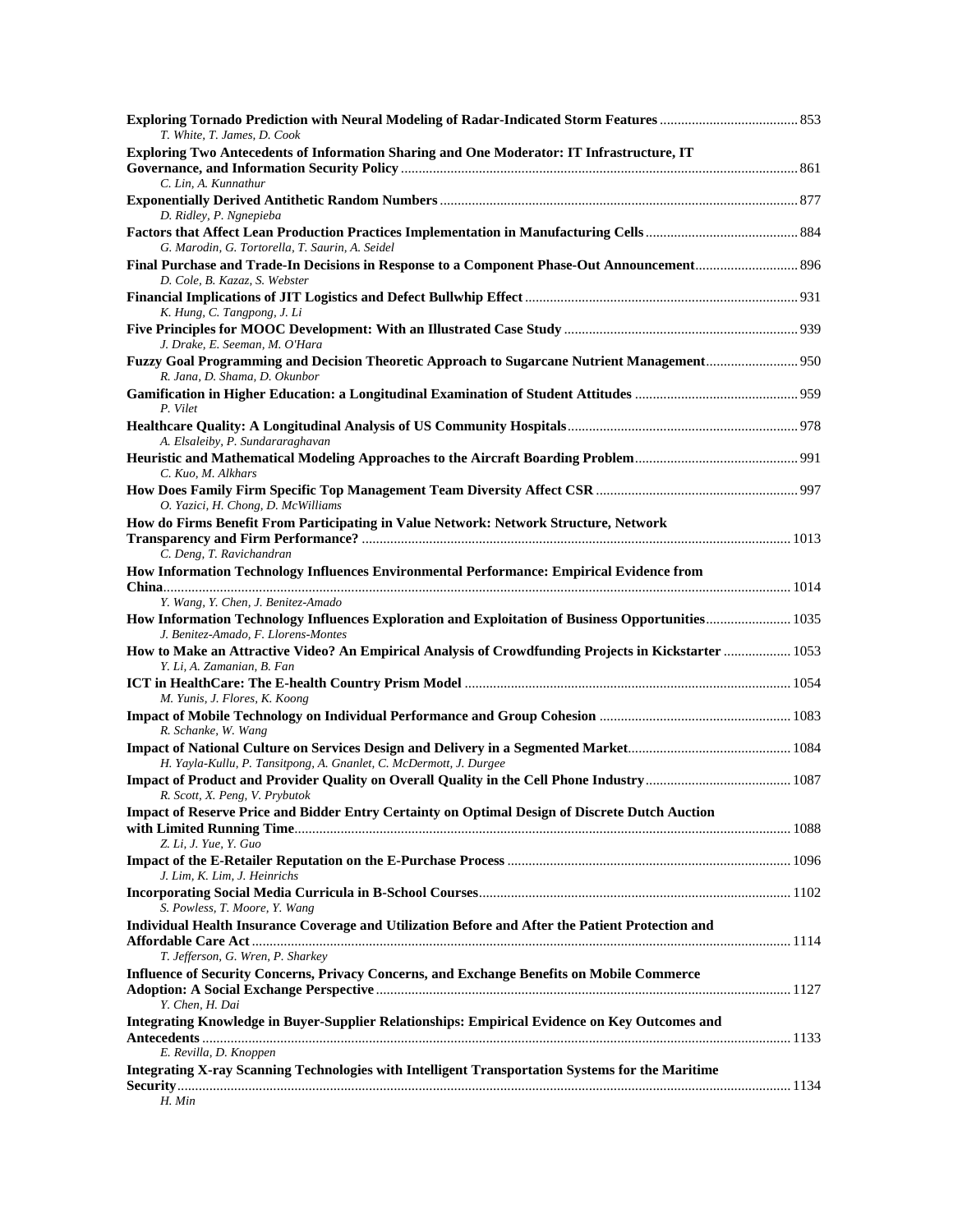**Exploring Tornado Prediction with Neural Modeling of Radar-Indicated Storm Features** ....................................... 853
*T. White, T. James, D. Cook*

**Exploring Two Antecedents of Information Sharing and One Moderator: IT Infrastructure, IT Governance, and Information Security Policy** ....................................... 861
*C. Lin, A. Kunnathur*

**Exponentially Derived Antithetic Random Numbers** ....................................... 877
*D. Ridley, P. Ngnepieba*

**Factors that Affect Lean Production Practices Implementation in Manufacturing Cells** ....................................... 884
*G. Marodin, G. Tortorella, T. Saurin, A. Seidel*

**Final Purchase and Trade-In Decisions in Response to a Component Phase-Out Announcement** ....................................... 896
*D. Cole, B. Kazaz, S. Webster*

**Financial Implications of JIT Logistics and Defect Bullwhip Effect** ....................................... 931
*K. Hung, C. Tangpong, J. Li*

**Five Principles for MOOC Development: With an Illustrated Case Study** ....................................... 939
*J. Drake, E. Seeman, M. O'Hara*

**Fuzzy Goal Programming and Decision Theoretic Approach to Sugarcane Nutrient Management** ....................................... 950
*R. Jana, D. Shama, D. Okunbor*

**Gamification in Higher Education: a Longitudinal Examination of Student Attitudes** ....................................... 959
*P. Vilet*

**Healthcare Quality: A Longitudinal Analysis of US Community Hospitals** ....................................... 978
*A. Elsaleiby, P. Sundararaghavan*

**Heuristic and Mathematical Modeling Approaches to the Aircraft Boarding Problem** ....................................... 991
*C. Kuo, M. Alkhars*

**How Does Family Firm Specific Top Management Team Diversity Affect CSR** ....................................... 997
*O. Yazici, H. Chong, D. McWilliams*

**How do Firms Benefit From Participating in Value Network: Network Structure, Network Transparency and Firm Performance?** ....................................... 1013
*C. Deng, T. Ravichandran*

**How Information Technology Influences Environmental Performance: Empirical Evidence from China** ....................................... 1014
*Y. Wang, Y. Chen, J. Benitez-Amado*

**How Information Technology Influences Exploration and Exploitation of Business Opportunities** ....................................... 1035
*J. Benitez-Amado, F. Llorens-Montes*

**How to Make an Attractive Video? An Empirical Analysis of Crowdfunding Projects in Kickstarter** ....................................... 1053
*Y. Li, A. Zamanian, B. Fan*

**ICT in HealthCare: The E-health Country Prism Model** ....................................... 1054
*M. Yunis, J. Flores, K. Koong*

**Impact of Mobile Technology on Individual Performance and Group Cohesion** ....................................... 1083
*R. Schanke, W. Wang*

**Impact of National Culture on Services Design and Delivery in a Segmented Market** ....................................... 1084
*H. Yayla-Kullu, P. Tansitpong, A. Gnanlet, C. McDermott, J. Durgee*

**Impact of Product and Provider Quality on Overall Quality in the Cell Phone Industry** ....................................... 1087
*R. Scott, X. Peng, V. Prybutok*

**Impact of Reserve Price and Bidder Entry Certainty on Optimal Design of Discrete Dutch Auction with Limited Running Time** ....................................... 1088
*Z. Li, J. Yue, Y. Guo*

**Impact of the E-Retailer Reputation on the E-Purchase Process** ....................................... 1096
*J. Lim, K. Lim, J. Heinrichs*

**Incorporating Social Media Curricula in B-School Courses** ....................................... 1102
*S. Powless, T. Moore, Y. Wang*

**Individual Health Insurance Coverage and Utilization Before and After the Patient Protection and Affordable Care Act** ....................................... 1114
*T. Jefferson, G. Wren, P. Sharkey*

**Influence of Security Concerns, Privacy Concerns, and Exchange Benefits on Mobile Commerce Adoption: A Social Exchange Perspective** ....................................... 1127
*Y. Chen, H. Dai*

**Integrating Knowledge in Buyer-Supplier Relationships: Empirical Evidence on Key Outcomes and Antecedents** ....................................... 1133
*E. Revilla, D. Knoppen*

**Integrating X-ray Scanning Technologies with Intelligent Transportation Systems for the Maritime Security** ....................................... 1134
*H. Min*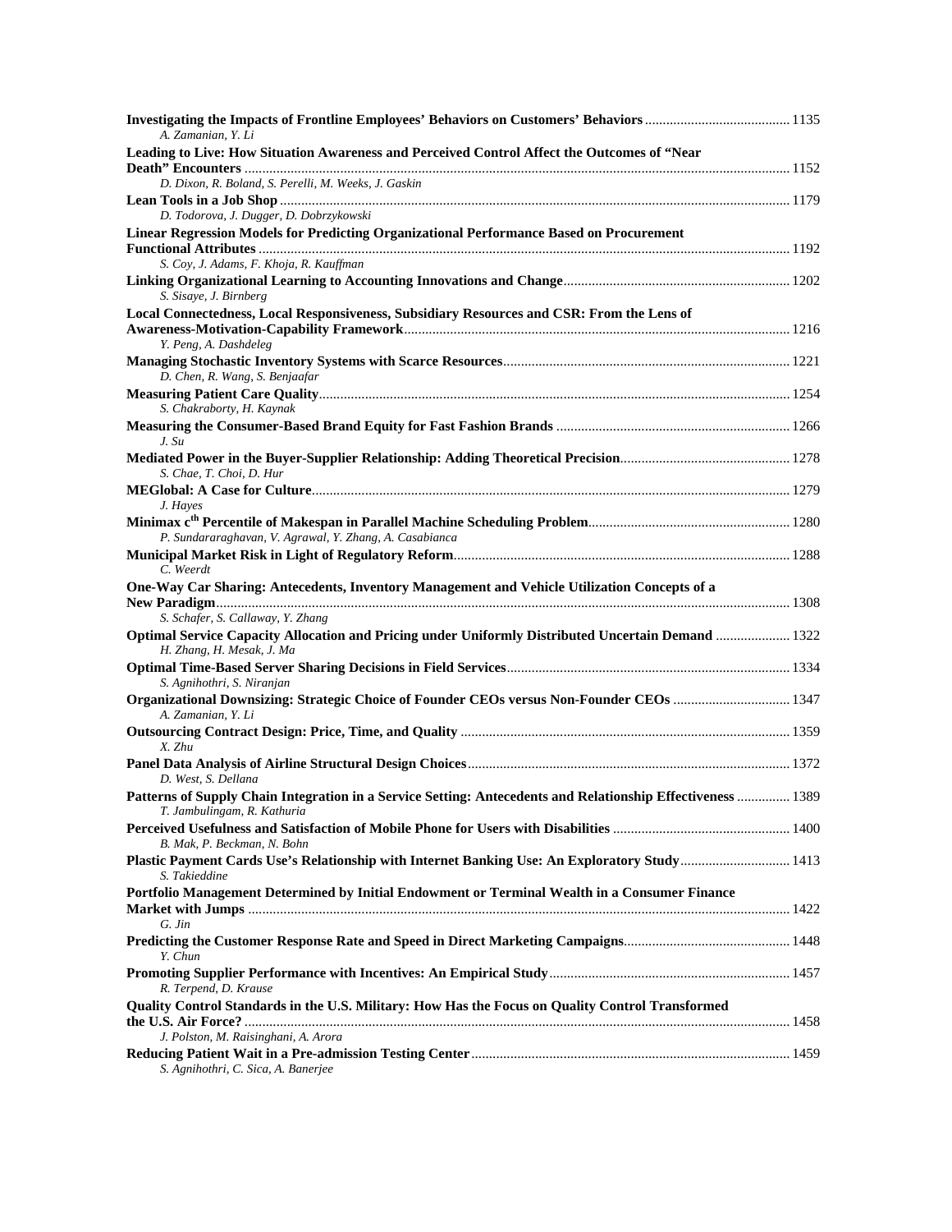**Investigating the Impacts of Frontline Employees' Behaviors on Customers' Behaviors** ........................................ 1135
*A. Zamanian, Y. Li*

**Leading to Live: How Situation Awareness and Perceived Control Affect the Outcomes of "Near Death" Encounters** ........................................ 1152
*D. Dixon, R. Boland, S. Perelli, M. Weeks, J. Gaskin*

**Lean Tools in a Job Shop** ........................................ 1179
*D. Todorova, J. Dugger, D. Dobrzykowski*

**Linear Regression Models for Predicting Organizational Performance Based on Procurement Functional Attributes** ........................................ 1192
*S. Coy, J. Adams, F. Khoja, R. Kauffman*

**Linking Organizational Learning to Accounting Innovations and Change** ........................................ 1202
*S. Sisaye, J. Birnberg*

**Local Connectedness, Local Responsiveness, Subsidiary Resources and CSR: From the Lens of Awareness-Motivation-Capability Framework** ........................................ 1216
*Y. Peng, A. Dashdeleg*

**Managing Stochastic Inventory Systems with Scarce Resources** ........................................ 1221
*D. Chen, R. Wang, S. Benjaafar*

**Measuring Patient Care Quality** ........................................ 1254
*S. Chakraborty, H. Kaynak*

**Measuring the Consumer-Based Brand Equity for Fast Fashion Brands** ........................................ 1266
*J. Su*

**Mediated Power in the Buyer-Supplier Relationship: Adding Theoretical Precision** ........................................ 1278
*S. Chae, T. Choi, D. Hur*

**MEGlobal: A Case for Culture** ........................................ 1279
*J. Hayes*

**Minimax c^th Percentile of Makespan in Parallel Machine Scheduling Problem** ........................................ 1280
*P. Sundararaghavan, V. Agrawal, Y. Zhang, A. Casabianca*

**Municipal Market Risk in Light of Regulatory Reform** ........................................ 1288
*C. Weerdt*

**One-Way Car Sharing: Antecedents, Inventory Management and Vehicle Utilization Concepts of a New Paradigm** ........................................ 1308
*S. Schafer, S. Callaway, Y. Zhang*

**Optimal Service Capacity Allocation and Pricing under Uniformly Distributed Uncertain Demand** ........................................ 1322
*H. Zhang, H. Mesak, J. Ma*

**Optimal Time-Based Server Sharing Decisions in Field Services** ........................................ 1334
*S. Agnihothri, S. Niranjan*

**Organizational Downsizing: Strategic Choice of Founder CEOs versus Non-Founder CEOs** ........................................ 1347
*A. Zamanian, Y. Li*

**Outsourcing Contract Design: Price, Time, and Quality** ........................................ 1359
*X. Zhu*

**Panel Data Analysis of Airline Structural Design Choices** ........................................ 1372
*D. West, S. Dellana*

**Patterns of Supply Chain Integration in a Service Setting: Antecedents and Relationship Effectiveness** ........................................ 1389
*T. Jambulingam, R. Kathuria*

**Perceived Usefulness and Satisfaction of Mobile Phone for Users with Disabilities** ........................................ 1400
*B. Mak, P. Beckman, N. Bohn*

**Plastic Payment Cards Use's Relationship with Internet Banking Use: An Exploratory Study** ........................................ 1413
*S. Takieddine*

**Portfolio Management Determined by Initial Endowment or Terminal Wealth in a Consumer Finance Market with Jumps** ........................................ 1422
*G. Jin*

**Predicting the Customer Response Rate and Speed in Direct Marketing Campaigns** ........................................ 1448
*Y. Chun*

**Promoting Supplier Performance with Incentives: An Empirical Study** ........................................ 1457
*R. Terpend, D. Krause*

**Quality Control Standards in the U.S. Military: How Has the Focus on Quality Control Transformed the U.S. Air Force?** ........................................ 1458
*J. Polston, M. Raisinghani, A. Arora*

**Reducing Patient Wait in a Pre-admission Testing Center** ........................................ 1459
*S. Agnihothri, C. Sica, A. Banerjee*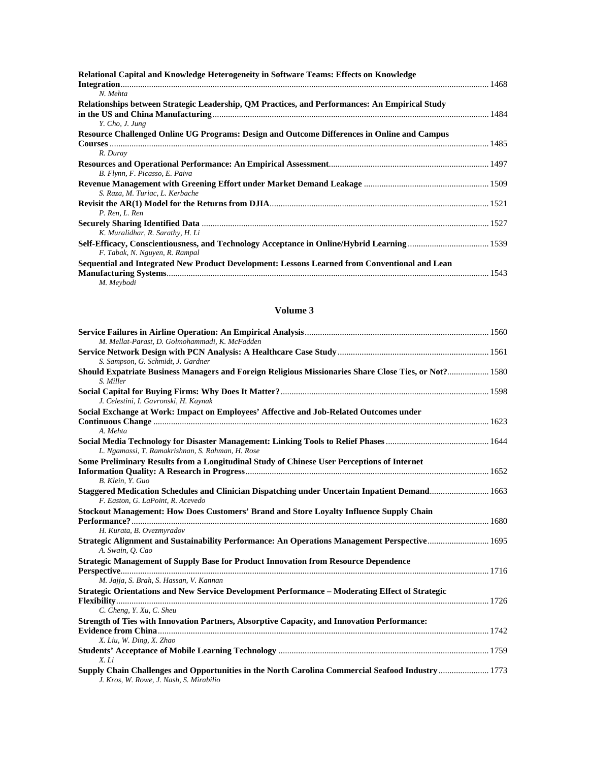**Relational Capital and Knowledge Heterogeneity in Software Teams: Effects on Knowledge Integration** ........ 1468
*N. Mehta*

**Relationships between Strategic Leadership, QM Practices, and Performances: An Empirical Study in the US and China Manufacturing** ........ 1484
*Y. Cho, J. Jung*

**Resource Challenged Online UG Programs: Design and Outcome Differences in Online and Campus Courses** ........ 1485
*R. Duray*

**Resources and Operational Performance: An Empirical Assessment** ........ 1497
*B. Flynn, F. Picasso, E. Paiva*

**Revenue Management with Greening Effort under Market Demand Leakage** ........ 1509
*S. Raza, M. Turiac, L. Kerbache*

**Revisit the AR(1) Model for the Returns from DJIA** ........ 1521
*P. Ren, L. Ren*

**Securely Sharing Identified Data** ........ 1527
*K. Muralidhar, R. Sarathy, H. Li*

**Self-Efficacy, Conscientiousness, and Technology Acceptance in Online/Hybrid Learning** ........ 1539
*F. Tabak, N. Nguyen, R. Rampal*

**Sequential and Integrated New Product Development: Lessons Learned from Conventional and Lean Manufacturing Systems** ........ 1543
*M. Meybodi*

## Volume 3

**Service Failures in Airline Operation: An Empirical Analysis** ........ 1560
*M. Mellat-Parast, D. Golmohammadi, K. McFadden*

**Service Network Design with PCN Analysis: A Healthcare Case Study** ........ 1561
*S. Sampson, G. Schmidt, J. Gardner*

**Should Expatriate Business Managers and Foreign Religious Missionaries Share Close Ties, or Not?** ........ 1580
*S. Miller*

**Social Capital for Buying Firms: Why Does It Matter?** ........ 1598
*J. Celestini, I. Gavronski, H. Kaynak*

**Social Exchange at Work: Impact on Employees' Affective and Job-Related Outcomes under Continuous Change** ........ 1623
*A. Mehta*

**Social Media Technology for Disaster Management: Linking Tools to Relief Phases** ........ 1644
*L. Ngamassi, T. Ramakrishnan, S. Rahman, H. Rose*

**Some Preliminary Results from a Longitudinal Study of Chinese User Perceptions of Internet Information Quality: A Research in Progress** ........ 1652
*B. Klein, Y. Guo*

**Staggered Medication Schedules and Clinician Dispatching under Uncertain Inpatient Demand** ........ 1663
*F. Easton, G. LaPoint, R. Acevedo*

**Stockout Management: How Does Customers' Brand and Store Loyalty Influence Supply Chain Performance?** ........ 1680
*H. Kurata, B. Ovezmyradov*

**Strategic Alignment and Sustainability Performance: An Operations Management Perspective** ........ 1695
*A. Swain, Q. Cao*

**Strategic Management of Supply Base for Product Innovation from Resource Dependence Perspective** ........ 1716
*M. Jajja, S. Brah, S. Hassan, V. Kannan*

**Strategic Orientations and New Service Development Performance – Moderating Effect of Strategic Flexibility** ........ 1726
*C. Cheng, Y. Xu, C. Sheu*

**Strength of Ties with Innovation Partners, Absorptive Capacity, and Innovation Performance: Evidence from China** ........ 1742
*X. Liu, W. Ding, X. Zhao*

**Students' Acceptance of Mobile Learning Technology** ........ 1759
*X. Li*

**Supply Chain Challenges and Opportunities in the North Carolina Commercial Seafood Industry** ........ 1773
*J. Kros, W. Rowe, J. Nash, S. Mirabilio*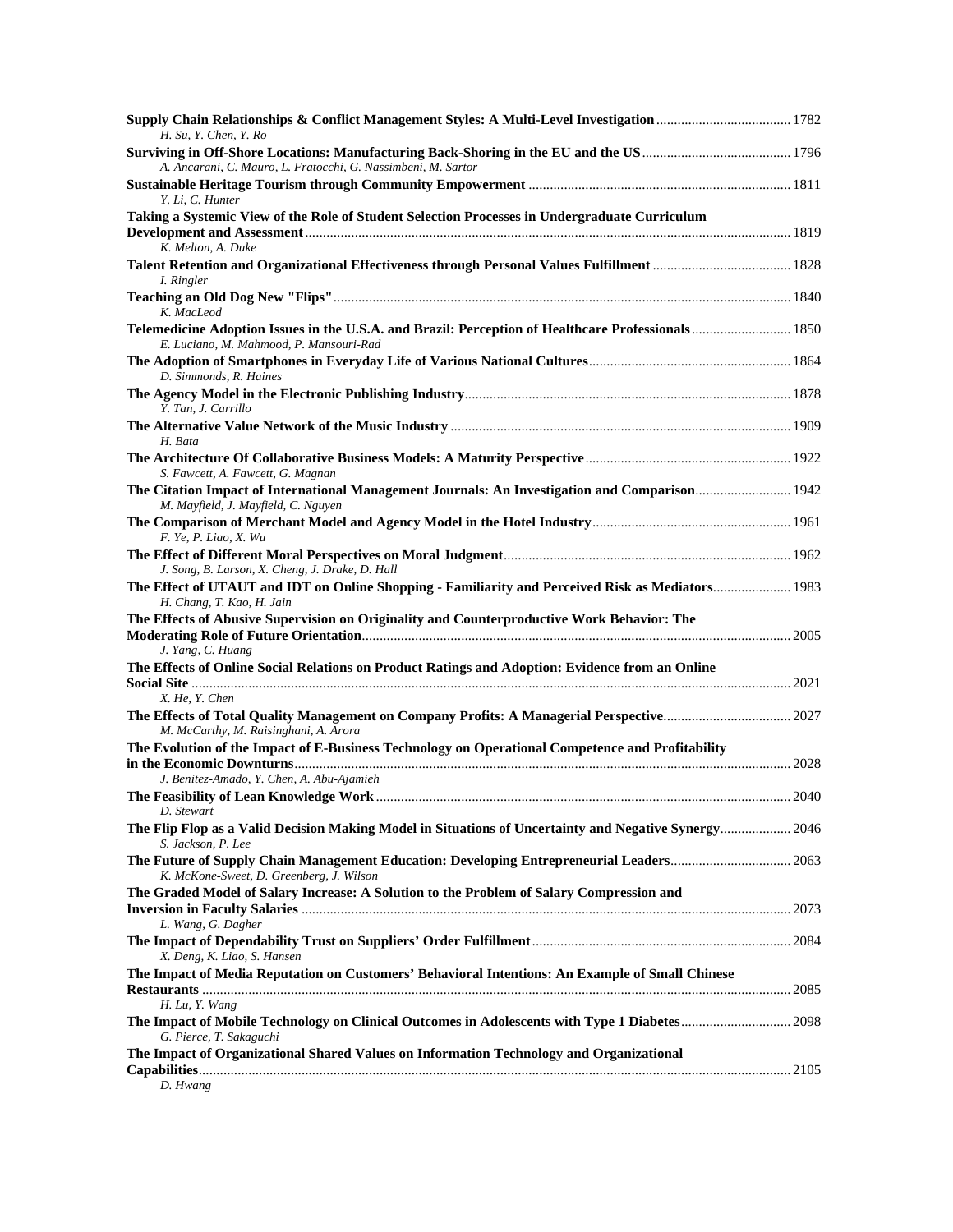**Supply Chain Relationships & Conflict Management Styles: A Multi-Level Investigation** ...................................... 1782
*H. Su, Y. Chen, Y. Ro*

**Surviving in Off-Shore Locations: Manufacturing Back-Shoring in the EU and the US** .......................................... 1796
*A. Ancarani, C. Mauro, L. Fratocchi, G. Nassimbeni, M. Sartor*

**Sustainable Heritage Tourism through Community Empowerment** ......................................................................... 1811
*Y. Li, C. Hunter*

**Taking a Systemic View of the Role of Student Selection Processes in Undergraduate Curriculum Development and Assessment** ........................................................................................................................ 1819
*K. Melton, A. Duke*

**Talent Retention and Organizational Effectiveness through Personal Values Fulfillment** ...................................... 1828
*I. Ringler*

**Teaching an Old Dog New "Flips"** ............................................................................................................................... 1840
*K. MacLeod*

**Telemedicine Adoption Issues in the U.S.A. and Brazil: Perception of Healthcare Professionals** ........................... 1850
*E. Luciano, M. Mahmood, P. Mansouri-Rad*

**The Adoption of Smartphones in Everyday Life of Various National Cultures** ........................................................ 1864
*D. Simmonds, R. Haines*

**The Agency Model in the Electronic Publishing Industry** ........................................................................................... 1878
*Y. Tan, J. Carrillo*

**The Alternative Value Network of the Music Industry** ............................................................................................... 1909
*H. Bata*

**The Architecture Of Collaborative Business Models: A Maturity Perspective** ......................................................... 1922
*S. Fawcett, A. Fawcett, G. Magnan*

**The Citation Impact of International Management Journals: An Investigation and Comparison** .......................... 1942
*M. Mayfield, J. Mayfield, C. Nguyen*

**The Comparison of Merchant Model and Agency Model in the Hotel Industry** ....................................................... 1961
*F. Ye, P. Liao, X. Wu*

**The Effect of Different Moral Perspectives on Moral Judgment** ................................................................................ 1962
*J. Song, B. Larson, X. Cheng, J. Drake, D. Hall*

**The Effect of UTAUT and IDT on Online Shopping - Familiarity and Perceived Risk as Mediators** ..................... 1983
*H. Chang, T. Kao, H. Jain*

**The Effects of Abusive Supervision on Originality and Counterproductive Work Behavior: The Moderating Role of Future Orientation** ........................................................................................................................ 2005
*J. Yang, C. Huang*

**The Effects of Online Social Relations on Product Ratings and Adoption: Evidence from an Online Social Site** ....................................................................................................................................................... 2021
*X. He, Y. Chen*

**The Effects of Total Quality Management on Company Profits: A Managerial Perspective** .................................... 2027
*M. McCarthy, M. Raisinghani, A. Arora*

**The Evolution of the Impact of E-Business Technology on Operational Competence and Profitability in the Economic Downturns** .......................................................................................................................................... 2028
*J. Benitez-Amado, Y. Chen, A. Abu-Ajamieh*

**The Feasibility of Lean Knowledge Work** .................................................................................................................... 2040
*D. Stewart*

**The Flip Flop as a Valid Decision Making Model in Situations of Uncertainty and Negative Synergy** .................... 2046
*S. Jackson, P. Lee*

**The Future of Supply Chain Management Education: Developing Entrepreneurial Leaders** ................................. 2063
*K. McKone-Sweet, D. Greenberg, J. Wilson*

**The Graded Model of Salary Increase: A Solution to the Problem of Salary Compression and Inversion in Faculty Salaries** ......................................................................................................................... 2073
*L. Wang, G. Dagher*

**The Impact of Dependability Trust on Suppliers' Order Fulfillment** ......................................................................... 2084
*X. Deng, K. Liao, S. Hansen*

**The Impact of Media Reputation on Customers' Behavioral Intentions: An Example of Small Chinese Restaurants** ................................................................................................................................................................. 2085
*H. Lu, Y. Wang*

**The Impact of Mobile Technology on Clinical Outcomes in Adolescents with Type 1 Diabetes** ............................... 2098
*G. Pierce, T. Sakaguchi*

**The Impact of Organizational Shared Values on Information Technology and Organizational Capabilities** ................................................................................................................................................................ 2105
*D. Hwang*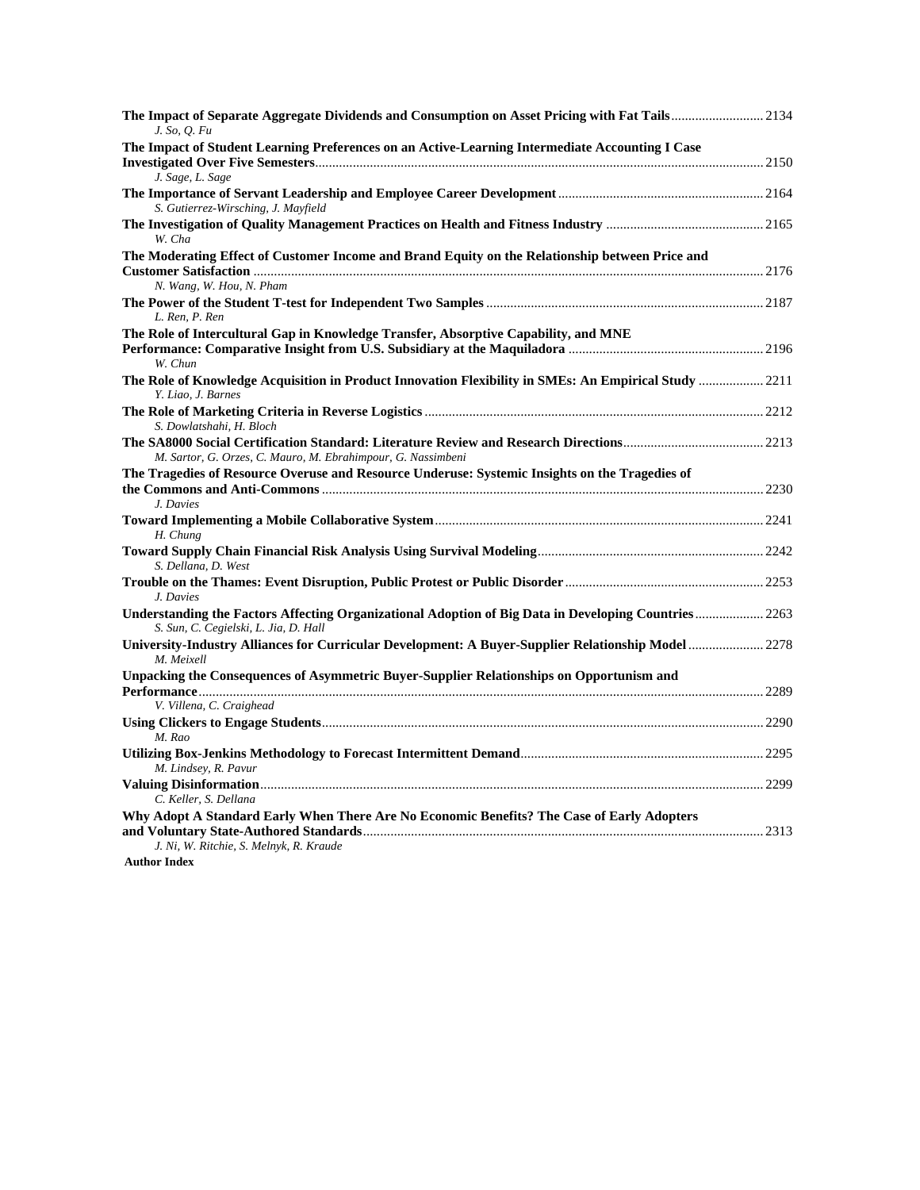**The Impact of Separate Aggregate Dividends and Consumption on Asset Pricing with Fat Tails** ........ 2134
*J. So, Q. Fu*

**The Impact of Student Learning Preferences on an Active-Learning Intermediate Accounting I Case Investigated Over Five Semesters** ........ 2150
*J. Sage, L. Sage*

**The Importance of Servant Leadership and Employee Career Development** ........ 2164
*S. Gutierrez-Wirsching, J. Mayfield*

**The Investigation of Quality Management Practices on Health and Fitness Industry** ........ 2165
*W. Cha*

**The Moderating Effect of Customer Income and Brand Equity on the Relationship between Price and Customer Satisfaction** ........ 2176
*N. Wang, W. Hou, N. Pham*

**The Power of the Student T-test for Independent Two Samples** ........ 2187
*L. Ren, P. Ren*

**The Role of Intercultural Gap in Knowledge Transfer, Absorptive Capability, and MNE Performance: Comparative Insight from U.S. Subsidiary at the Maquiladora** ........ 2196
*W. Chun*

**The Role of Knowledge Acquisition in Product Innovation Flexibility in SMEs: An Empirical Study** ........ 2211
*Y. Liao, J. Barnes*

**The Role of Marketing Criteria in Reverse Logistics** ........ 2212
*S. Dowlatshahi, H. Bloch*

**The SA8000 Social Certification Standard: Literature Review and Research Directions** ........ 2213
*M. Sartor, G. Orzes, C. Mauro, M. Ebrahimpour, G. Nassimbeni*

**The Tragedies of Resource Overuse and Resource Underuse: Systemic Insights on the Tragedies of the Commons and Anti-Commons** ........ 2230
*J. Davies*

**Toward Implementing a Mobile Collaborative System** ........ 2241
*H. Chung*

**Toward Supply Chain Financial Risk Analysis Using Survival Modeling** ........ 2242
*S. Dellana, D. West*

**Trouble on the Thames: Event Disruption, Public Protest or Public Disorder** ........ 2253
*J. Davies*

**Understanding the Factors Affecting Organizational Adoption of Big Data in Developing Countries** ........ 2263
*S. Sun, C. Cegielski, L. Jia, D. Hall*

**University-Industry Alliances for Curricular Development: A Buyer-Supplier Relationship Model** ........ 2278
*M. Meixell*

**Unpacking the Consequences of Asymmetric Buyer-Supplier Relationships on Opportunism and Performance** ........ 2289
*V. Villena, C. Craighead*

**Using Clickers to Engage Students** ........ 2290
*M. Rao*

**Utilizing Box-Jenkins Methodology to Forecast Intermittent Demand** ........ 2295
*M. Lindsey, R. Pavur*

**Valuing Disinformation** ........ 2299
*C. Keller, S. Dellana*

**Why Adopt A Standard Early When There Are No Economic Benefits? The Case of Early Adopters and Voluntary State-Authored Standards** ........ 2313
*J. Ni, W. Ritchie, S. Melnyk, R. Kraude*

**Author Index**